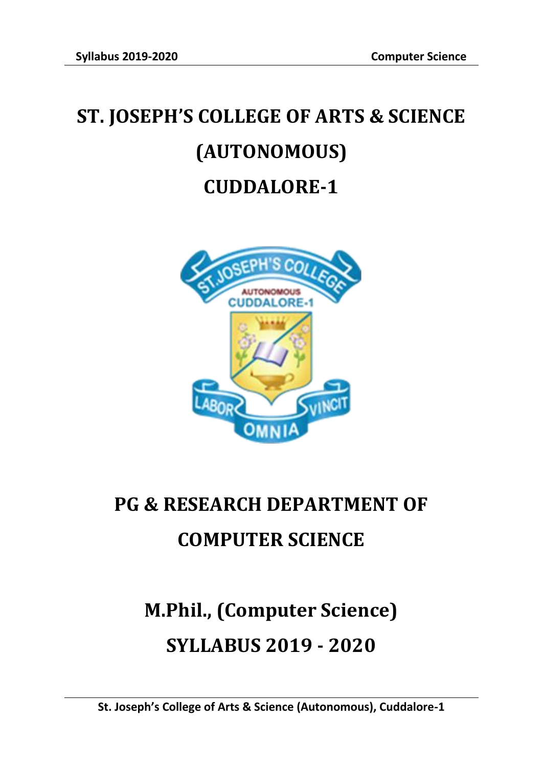# ST. JOSEPH'S COLLEGE OF ARTS & SCIENCE (AUTONOMOUS) CUDDALORE-1

# PG & RESEARCH DEPARTMENT OF COMPUTER SCIENCE

# M.Phil., (Computer Science)

# SYLLABUS 2019 - 2020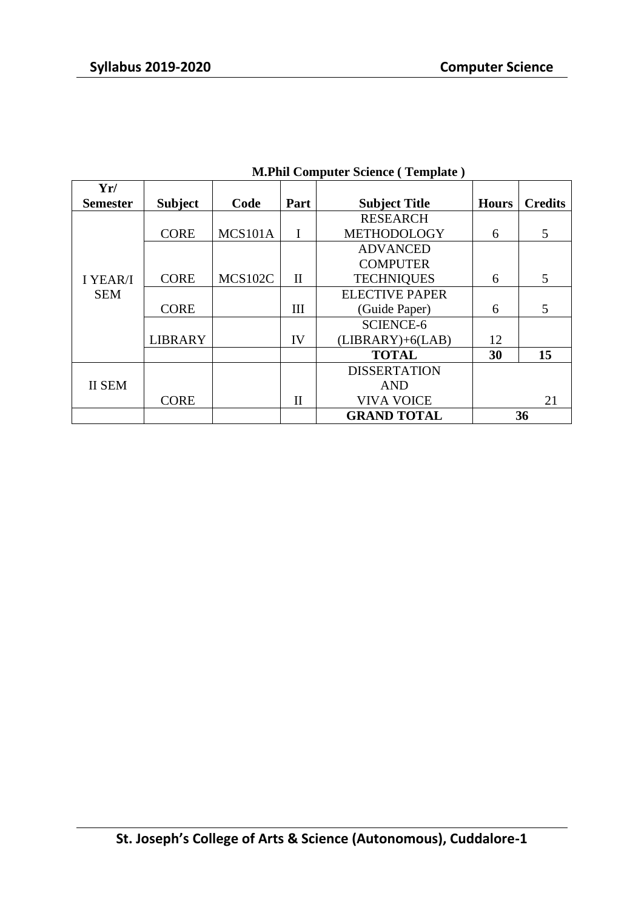**M.Phil Computer Science ( Template )**

| Yr/ Semester | Subject | Code | Part | Subject Title | Hours | Credits |
|---|---|---|---|---|---|---|
| I YEAR/I SEM | CORE | MCS101A | I | RESEARCH METHODOLOGY | 6 | 5 |
| | CORE | MCS102C | II | ADVANCED COMPUTER TECHNIQUES | 6 | 5 |
| | CORE | | III | ELECTIVE PAPER (Guide Paper) | 6 | 5 |
| | LIBRARY | | IV | SCIENCE-6 (LIBRARY)+6(LAB) | 12 | |
| | | | | **TOTAL** | **30** | **15** |
| II SEM | CORE | | II | DISSERTATION AND VIVA VOICE | | 21 |
| | | | | **GRAND TOTAL** | **36** | |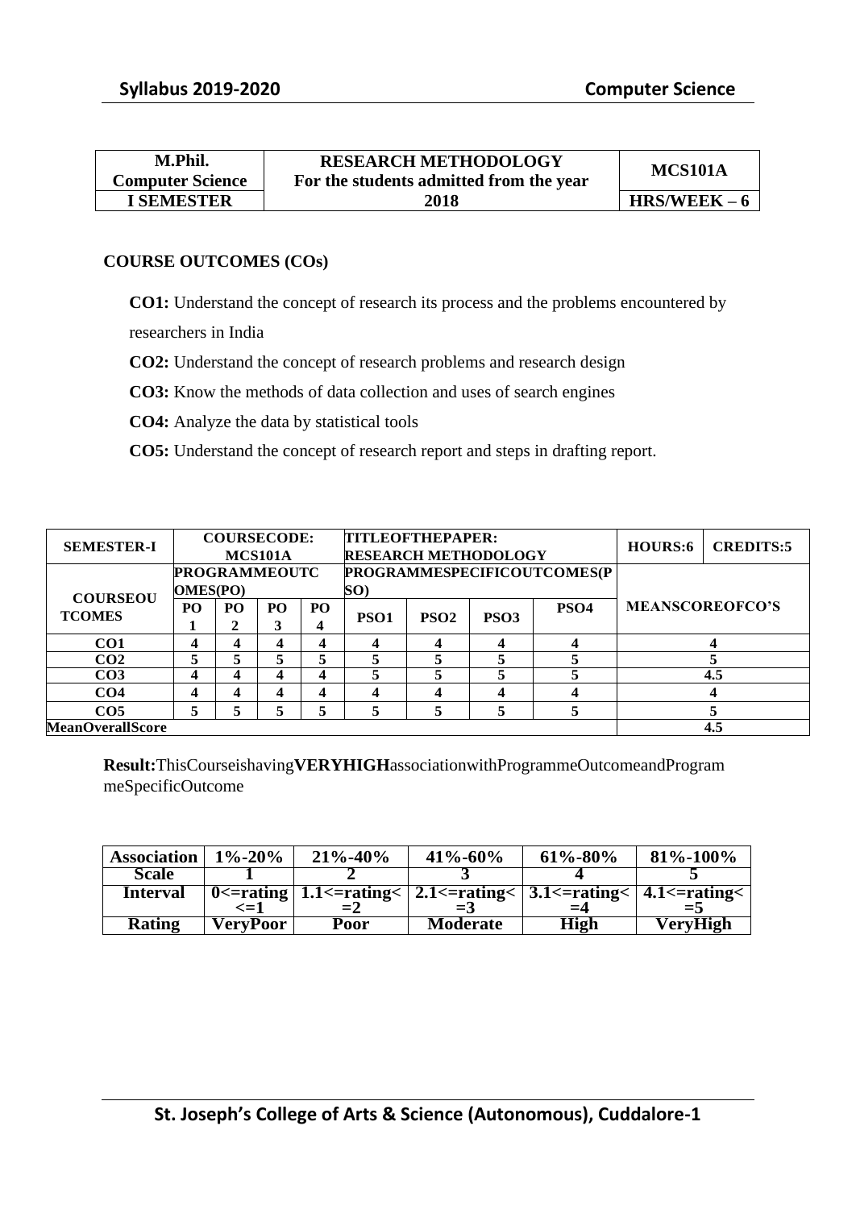| M.Phil. Computer Science | RESEARCH METHODOLOGY For the students admitted from the year | MCS101A |
|---|---|---|
| I SEMESTER | 2018 | HRS/WEEK – 6 |

**COURSE OUTCOMES (COs)**

**CO1:** Understand the concept of research its process and the problems encountered by researchers in India

**CO2:** Understand the concept of research problems and research design

**CO3:** Know the methods of data collection and uses of search engines

**CO4:** Analyze the data by statistical tools

**CO5:** Understand the concept of research report and steps in drafting report.

| SEMESTER-I | COURSECODE: MCS101A | | | | TITLEOFTHEPAPER: RESEARCH METHODOLOGY | | | | HOURS:6 | CREDITS:5 |
|---|---|---|---|---|---|---|---|---|---|---|
| COURSEOUTCOMES | PROGRAMMEOUTCOMES(PO) | | | | PROGRAMMESPECIFICOUTCOMES(PSO) | | | | MEANSCOREOFCO'S | |
| | PO 1 | PO 2 | PO 3 | PO 4 | PSO1 | PSO2 | PSO3 | PSO4 | | |
| CO1 | 4 | 4 | 4 | 4 | 4 | 4 | 4 | 4 | 4 | |
| CO2 | 5 | 5 | 5 | 5 | 5 | 5 | 5 | 5 | 5 | |
| CO3 | 4 | 4 | 4 | 4 | 5 | 5 | 5 | 5 | 4.5 | |
| CO4 | 4 | 4 | 4 | 4 | 4 | 4 | 4 | 4 | 4 | |
| CO5 | 5 | 5 | 5 | 5 | 5 | 5 | 5 | 5 | 5 | |
| MeanOverallScore | | | | | | | | | 4.5 | |

**Result:**ThisCourseishaving**VERYHIGH**associationwithProgrammeOutcomeandProgrammeSpecificOutcome

| Association | 1%-20% | 21%-40% | 41%-60% | 61%-80% | 81%-100% |
|---|---|---|---|---|---|
| Scale | 1 | 2 | 3 | 4 | 5 |
| Interval | 0<=rating <=1 | 1.1<=rating< =2 | 2.1<=rating< =3 | 3.1<=rating< =4 | 4.1<=rating< =5 |
| Rating | VeryPoor | Poor | Moderate | High | VeryHigh |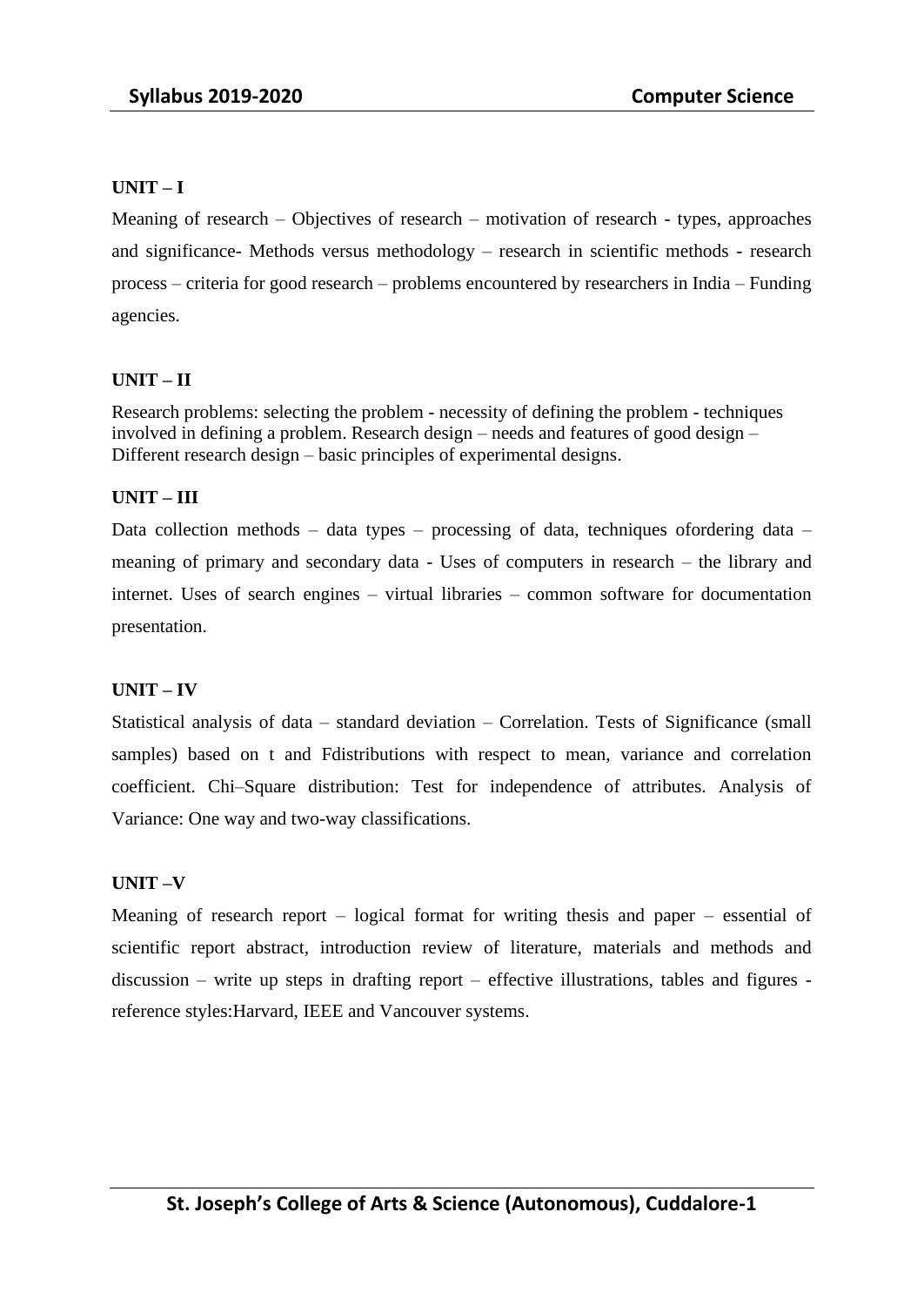**UNIT – I**

Meaning of research – Objectives of research – motivation of research - types, approaches and significance- Methods versus methodology – research in scientific methods - research process – criteria for good research – problems encountered by researchers in India – Funding agencies.

**UNIT – II**

Research problems: selecting the problem - necessity of defining the problem - techniques involved in defining a problem. Research design – needs and features of good design – Different research design – basic principles of experimental designs.

**UNIT – III**

Data collection methods – data types – processing of data, techniques ofordering data – meaning of primary and secondary data - Uses of computers in research – the library and internet. Uses of search engines – virtual libraries – common software for documentation presentation.

**UNIT – IV**

Statistical analysis of data – standard deviation – Correlation. Tests of Significance (small samples) based on t and Fdistributions with respect to mean, variance and correlation coefficient. Chi–Square distribution: Test for independence of attributes. Analysis of Variance: One way and two-way classifications.

**UNIT –V**

Meaning of research report – logical format for writing thesis and paper – essential of scientific report abstract, introduction review of literature, materials and methods and discussion – write up steps in drafting report – effective illustrations, tables and figures - reference styles:Harvard, IEEE and Vancouver systems.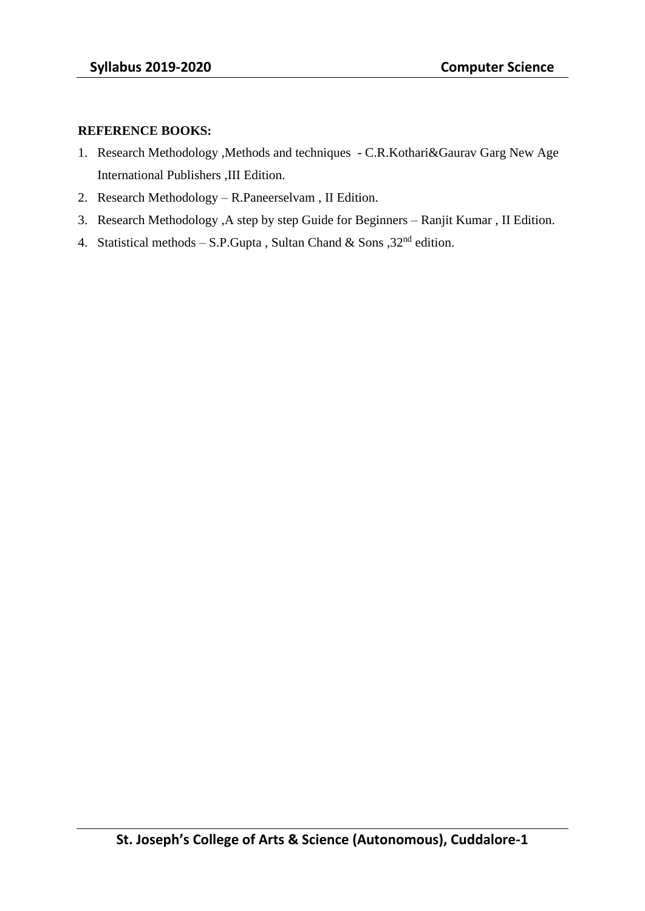**REFERENCE BOOKS:**

1. Research Methodology ,Methods and techniques - C.R.Kothari&Gaurav Garg New Age International Publishers ,III Edition.
2. Research Methodology – R.Paneerselvam , II Edition.
3. Research Methodology ,A step by step Guide for Beginners – Ranjit Kumar , II Edition.
4. Statistical methods – S.P.Gupta , Sultan Chand & Sons ,32nd edition.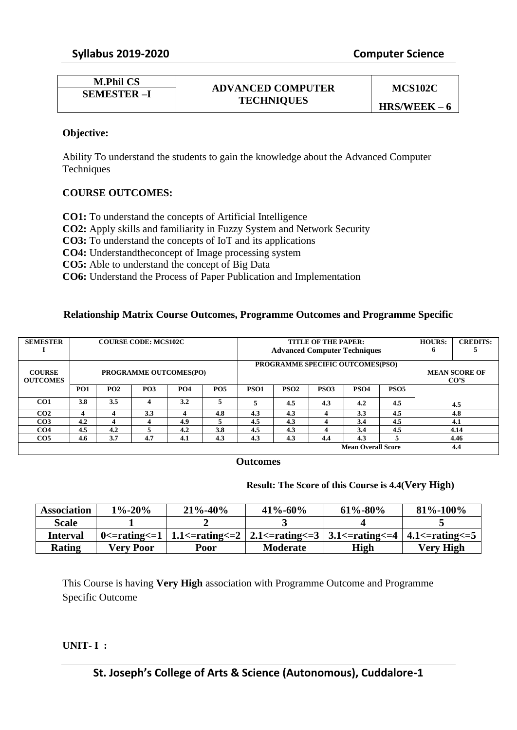| M.Phil CS | ADVANCED COMPUTER TECHNIQUES | MCS102C |
|---|---|---|
| SEMESTER –I | | |
| | | HRS/WEEK – 6 |

**Objective:**

Ability To understand the students to gain the knowledge about the Advanced Computer Techniques

**COURSE OUTCOMES:**

**CO1:** To understand the concepts of Artificial Intelligence
**CO2:** Apply skills and familiarity in Fuzzy System and Network Security
**CO3:** To understand the concepts of IoT and its applications
**CO4:** Understandtheconcept of Image processing system
**CO5:** Able to understand the concept of Big Data
**CO6:** Understand the Process of Paper Publication and Implementation

**Relationship Matrix Course Outcomes, Programme Outcomes and Programme Specific Outcomes**

| SEMESTER I | COURSE CODE: MCS102C | | | | | TITLE OF THE PAPER: Advanced Computer Techniques | | | | | HOURS: 6 | CREDITS: 5 |
|---|---|---|---|---|---|---|---|---|---|---|---|---|
| COURSE OUTCOMES | PROGRAMME OUTCOMES(PO) | | | | | PROGRAMME SPECIFIC OUTCOMES(PSO) | | | | | MEAN SCORE OF CO'S | |
| | PO1 | PO2 | PO3 | PO4 | PO5 | PSO1 | PSO2 | PSO3 | PSO4 | PSO5 | | |
| CO1 | 3.8 | 3.5 | 4 | 3.2 | 5 | 5 | 4.5 | 4.3 | 4.2 | 4.5 | 4.5 | |
| CO2 | 4 | 4 | 3.3 | 4 | 4.8 | 4.3 | 4.3 | 4 | 3.3 | 4.5 | 4.8 | |
| CO3 | 4.2 | 4 | 4 | 4.9 | 5 | 4.5 | 4.3 | 4 | 3.4 | 4.5 | 4.1 | |
| CO4 | 4.5 | 4.2 | 5 | 4.2 | 3.8 | 4.5 | 4.3 | 4 | 3.4 | 4.5 | 4.14 | |
| CO5 | 4.6 | 3.7 | 4.7 | 4.1 | 4.3 | 4.3 | 4.3 | 4.4 | 4.3 | 5 | 4.46 | |
| | | | | | | | | | Mean Overall Score | | 4.4 | |

**Result: The Score of this Course is 4.4(Very High)**

| Association | 1%-20% | 21%-40% | 41%-60% | 61%-80% | 81%-100% |
|---|---|---|---|---|---|
| Scale | 1 | 2 | 3 | 4 | 5 |
| Interval | 0<=rating<=1 | 1.1<=rating<=2 | 2.1<=rating<=3 | 3.1<=rating<=4 | 4.1<=rating<=5 |
| Rating | Very Poor | Poor | Moderate | High | Very High |

This Course is having **Very High** association with Programme Outcome and Programme Specific Outcome

**UNIT- I :**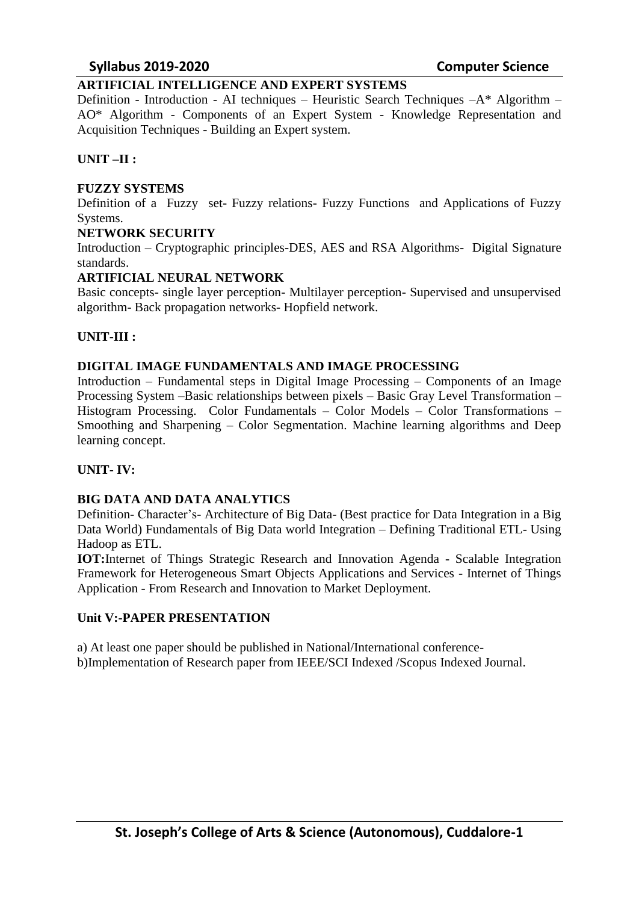**ARTIFICIAL INTELLIGENCE AND EXPERT SYSTEMS**

Definition - Introduction - AI techniques – Heuristic Search Techniques –A* Algorithm – AO* Algorithm - Components of an Expert System - Knowledge Representation and Acquisition Techniques - Building an Expert system.

**UNIT –II :**

**FUZZY SYSTEMS**

Definition of a Fuzzy set- Fuzzy relations- Fuzzy Functions and Applications of Fuzzy Systems.

**NETWORK SECURITY**

Introduction – Cryptographic principles-DES, AES and RSA Algorithms- Digital Signature standards.

**ARTIFICIAL NEURAL NETWORK**

Basic concepts- single layer perception- Multilayer perception- Supervised and unsupervised algorithm- Back propagation networks- Hopfield network.

**UNIT-III :**

**DIGITAL IMAGE FUNDAMENTALS AND IMAGE PROCESSING**

Introduction – Fundamental steps in Digital Image Processing – Components of an Image Processing System –Basic relationships between pixels – Basic Gray Level Transformation – Histogram Processing. Color Fundamentals – Color Models – Color Transformations – Smoothing and Sharpening – Color Segmentation. Machine learning algorithms and Deep learning concept.

**UNIT- IV:**

**BIG DATA AND DATA ANALYTICS**

Definition- Character's- Architecture of Big Data- (Best practice for Data Integration in a Big Data World) Fundamentals of Big Data world Integration – Defining Traditional ETL- Using Hadoop as ETL.

**IOT:**Internet of Things Strategic Research and Innovation Agenda - Scalable Integration Framework for Heterogeneous Smart Objects Applications and Services - Internet of Things Application - From Research and Innovation to Market Deployment.

**Unit V:-PAPER PRESENTATION**

a) At least one paper should be published in National/International conference-

b)Implementation of Research paper from IEEE/SCI Indexed /Scopus Indexed Journal.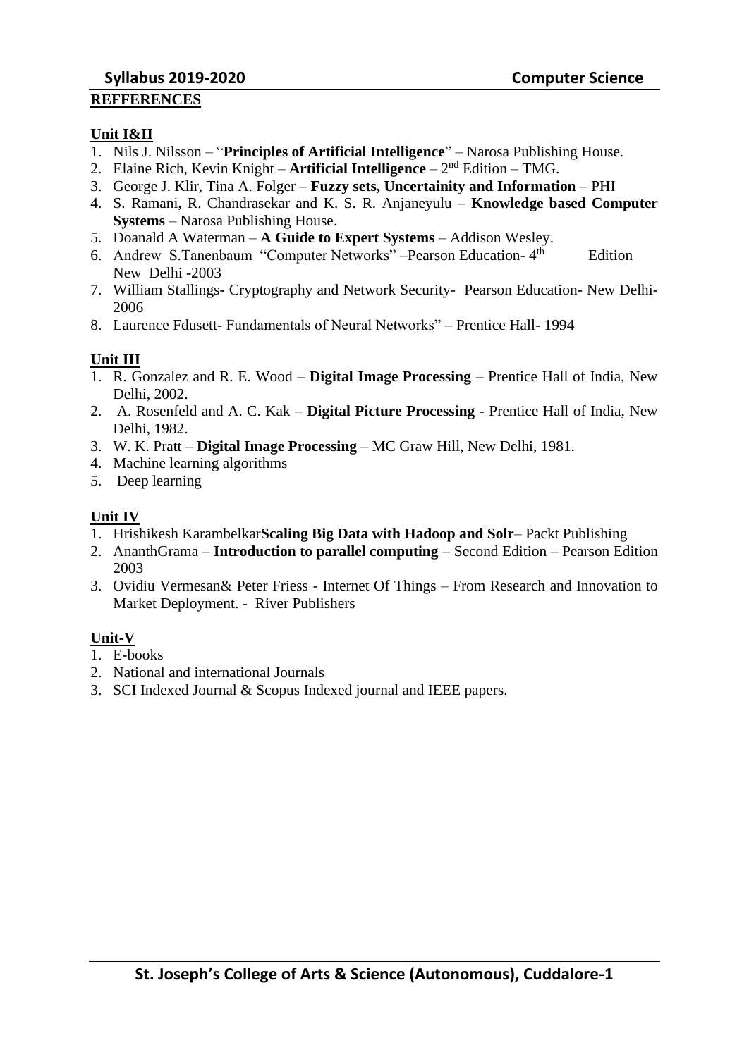**REFFERENCES**

**Unit I&II**

1. Nils J. Nilsson – "**Principles of Artificial Intelligence**" – Narosa Publishing House.
2. Elaine Rich, Kevin Knight – **Artificial Intelligence** – $2^{nd}$ Edition – TMG.
3. George J. Klir, Tina A. Folger – **Fuzzy sets, Uncertainity and Information** – PHI
4. S. Ramani, R. Chandrasekar and K. S. R. Anjaneyulu – **Knowledge based Computer Systems** – Narosa Publishing House.
5. Doanald A Waterman – **A Guide to Expert Systems** – Addison Wesley.
6. Andrew S.Tanenbaum "Computer Networks" –Pearson Education- $4^{th}$ Edition New Delhi -2003
7. William Stallings- Cryptography and Network Security- Pearson Education- New Delhi-2006
8. Laurence Fdusett- Fundamentals of Neural Networks" – Prentice Hall- 1994

**Unit III**

1. R. Gonzalez and R. E. Wood – **Digital Image Processing** – Prentice Hall of India, New Delhi, 2002.
2. A. Rosenfeld and A. C. Kak – **Digital Picture Processing** - Prentice Hall of India, New Delhi, 1982.
3. W. K. Pratt – **Digital Image Processing** – MC Graw Hill, New Delhi, 1981.
4. Machine learning algorithms
5. Deep learning

**Unit IV**

1. Hrishikesh Karambelkar**Scaling Big Data with Hadoop and Solr**– Packt Publishing
2. AnanthGrama – **Introduction to parallel computing** – Second Edition – Pearson Edition 2003
3. Ovidiu Vermesan& Peter Friess - Internet Of Things – From Research and Innovation to Market Deployment. - River Publishers

**Unit-V**

1. E-books
2. National and international Journals
3. SCI Indexed Journal & Scopus Indexed journal and IEEE papers.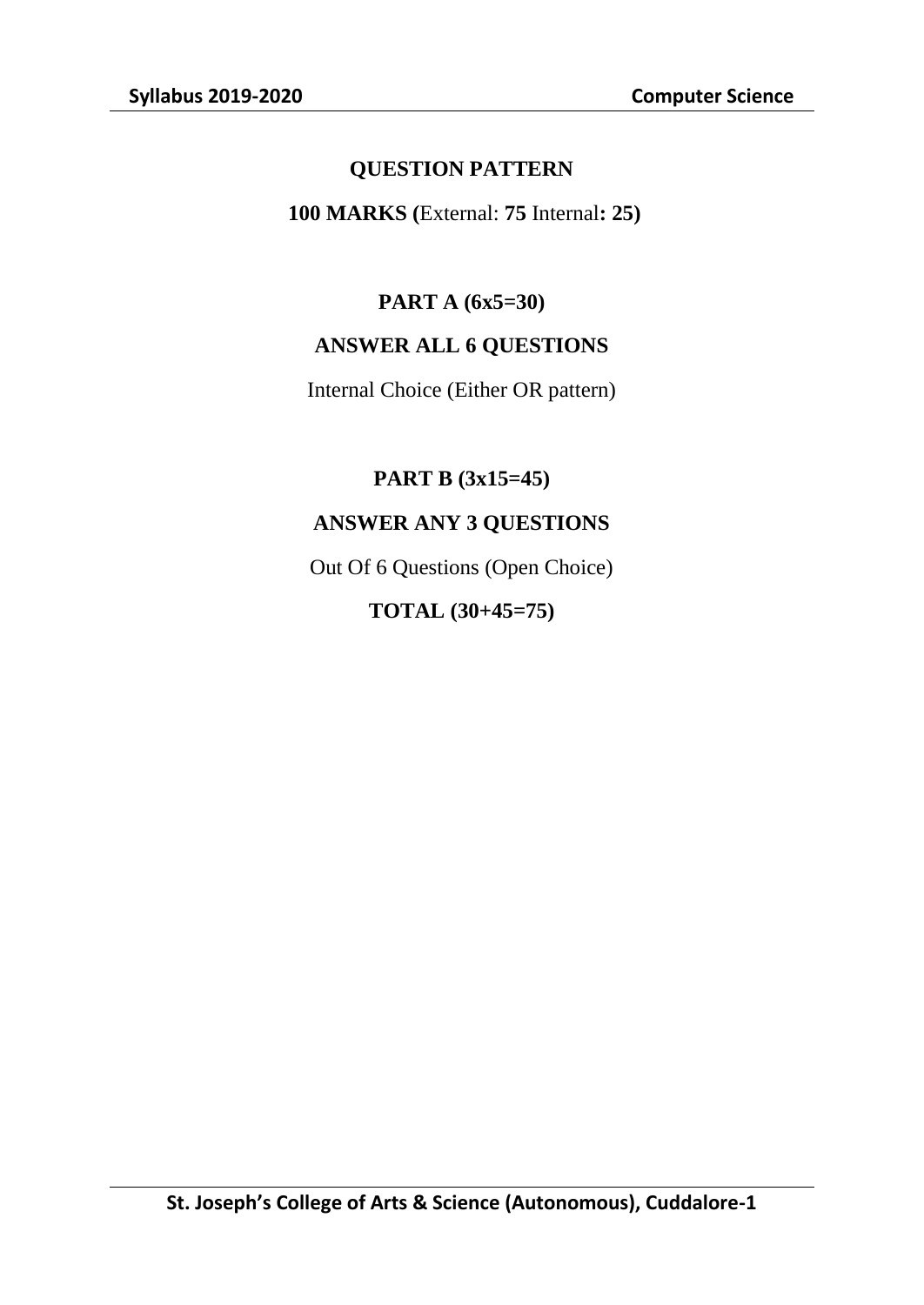## QUESTION PATTERN

**100 MARKS (**External: **75** Internal**: 25)**

### PART A (6x5=30)

### ANSWER ALL 6 QUESTIONS

Internal Choice (Either OR pattern)

### PART B (3x15=45)

### ANSWER ANY 3 QUESTIONS

Out Of 6 Questions (Open Choice)

**TOTAL (30+45=75)**